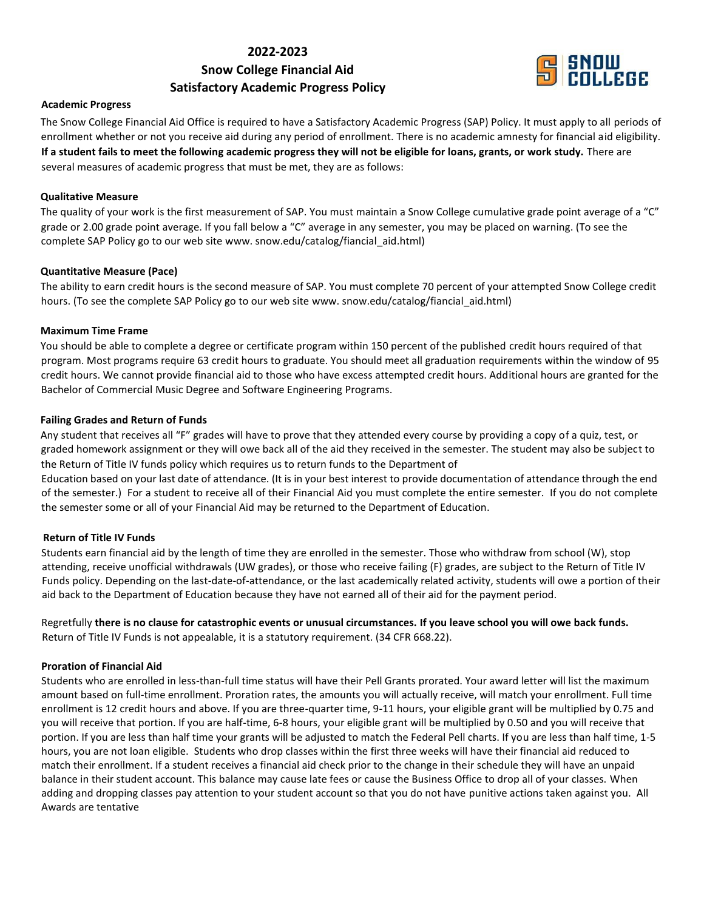# 2022-2023
# Snow College Financial Aid
# Satisfactory Academic Progress Policy

### Academic Progress

The Snow College Financial Aid Office is required to have a Satisfactory Academic Progress (SAP) Policy. It must apply to all periods of enrollment whether or not you receive aid during any period of enrollment. There is no academic amnesty for financial aid eligibility. **If a student fails to meet the following academic progress they will not be eligible for loans, grants, or work study.** There are several measures of academic progress that must be met, they are as follows:

### Qualitative Measure

The quality of your work is the first measurement of SAP. You must maintain a Snow College cumulative grade point average of a "C" grade or 2.00 grade point average. If you fall below a "C" average in any semester, you may be placed on warning. (To see the complete SAP Policy go to our web site www. snow.edu/catalog/fiancial_aid.html)

### Quantitative Measure (Pace)

The ability to earn credit hours is the second measure of SAP. You must complete 70 percent of your attempted Snow College credit hours. (To see the complete SAP Policy go to our web site www. snow.edu/catalog/fiancial_aid.html)

### Maximum Time Frame

You should be able to complete a degree or certificate program within 150 percent of the published credit hours required of that program. Most programs require 63 credit hours to graduate. You should meet all graduation requirements within the window of 95 credit hours. We cannot provide financial aid to those who have excess attempted credit hours. Additional hours are granted for the Bachelor of Commercial Music Degree and Software Engineering Programs.

### Failing Grades and Return of Funds

Any student that receives all "F" grades will have to prove that they attended every course by providing a copy of a quiz, test, or graded homework assignment or they will owe back all of the aid they received in the semester. The student may also be subject to the Return of Title IV funds policy which requires us to return funds to the Department of Education based on your last date of attendance. (It is in your best interest to provide documentation of attendance through the end of the semester.) For a student to receive all of their Financial Aid you must complete the entire semester. If you do not complete the semester some or all of your Financial Aid may be returned to the Department of Education.

### Return of Title IV Funds

Students earn financial aid by the length of time they are enrolled in the semester. Those who withdraw from school (W), stop attending, receive unofficial withdrawals (UW grades), or those who receive failing (F) grades, are subject to the Return of Title IV Funds policy. Depending on the last-date-of-attendance, or the last academically related activity, students will owe a portion of their aid back to the Department of Education because they have not earned all of their aid for the payment period.

Regretfully **there is no clause for catastrophic events or unusual circumstances. If you leave school you will owe back funds.** Return of Title IV Funds is not appealable, it is a statutory requirement. (34 CFR 668.22).

### Proration of Financial Aid

Students who are enrolled in less-than-full time status will have their Pell Grants prorated. Your award letter will list the maximum amount based on full-time enrollment. Proration rates, the amounts you will actually receive, will match your enrollment. Full time enrollment is 12 credit hours and above. If you are three-quarter time, 9-11 hours, your eligible grant will be multiplied by 0.75 and you will receive that portion. If you are half-time, 6-8 hours, your eligible grant will be multiplied by 0.50 and you will receive that portion. If you are less than half time your grants will be adjusted to match the Federal Pell charts. If you are less than half time, 1-5 hours, you are not loan eligible. Students who drop classes within the first three weeks will have their financial aid reduced to match their enrollment. If a student receives a financial aid check prior to the change in their schedule they will have an unpaid balance in their student account. This balance may cause late fees or cause the Business Office to drop all of your classes. When adding and dropping classes pay attention to your student account so that you do not have punitive actions taken against you. All Awards are tentative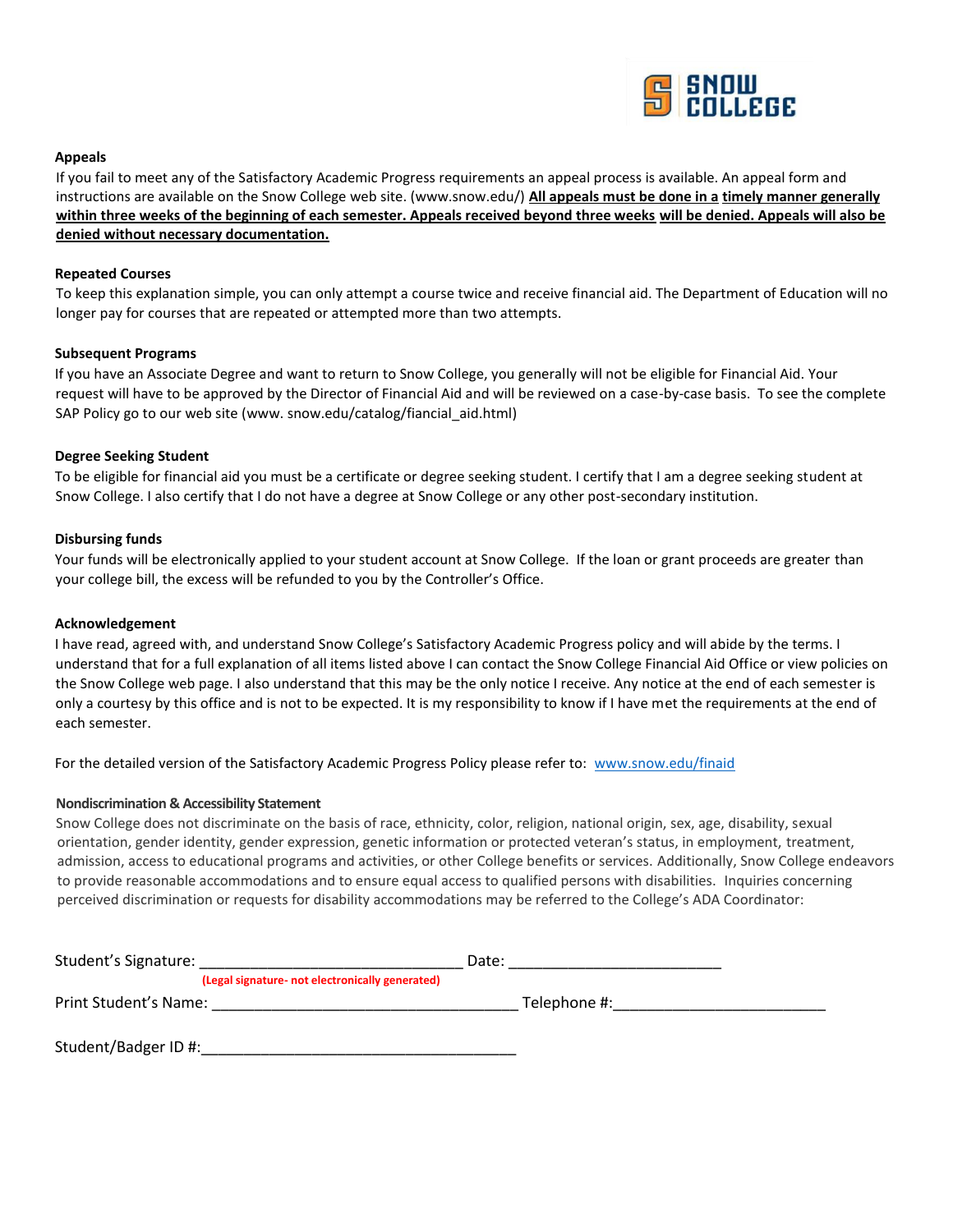**Appeals**

If you fail to meet any of the Satisfactory Academic Progress requirements an appeal process is available. An appeal form and instructions are available on the Snow College web site. (www.snow.edu/) **All appeals must be done in a timely manner generally within three weeks of the beginning of each semester. Appeals received beyond three weeks will be denied. Appeals will also be denied without necessary documentation.**

**Repeated Courses**

To keep this explanation simple, you can only attempt a course twice and receive financial aid. The Department of Education will no longer pay for courses that are repeated or attempted more than two attempts.

**Subsequent Programs**

If you have an Associate Degree and want to return to Snow College, you generally will not be eligible for Financial Aid. Your request will have to be approved by the Director of Financial Aid and will be reviewed on a case-by-case basis. To see the complete SAP Policy go to our web site (www. snow.edu/catalog/fiancial_aid.html)

**Degree Seeking Student**

To be eligible for financial aid you must be a certificate or degree seeking student. I certify that I am a degree seeking student at Snow College. I also certify that I do not have a degree at Snow College or any other post-secondary institution.

**Disbursing funds**

Your funds will be electronically applied to your student account at Snow College. If the loan or grant proceeds are greater than your college bill, the excess will be refunded to you by the Controller's Office.

**Acknowledgement**

I have read, agreed with, and understand Snow College's Satisfactory Academic Progress policy and will abide by the terms. I understand that for a full explanation of all items listed above I can contact the Snow College Financial Aid Office or view policies on the Snow College web page. I also understand that this may be the only notice I receive. Any notice at the end of each semester is only a courtesy by this office and is not to be expected. It is my responsibility to know if I have met the requirements at the end of each semester.

For the detailed version of the Satisfactory Academic Progress Policy please refer to: www.snow.edu/finaid

**Nondiscrimination & Accessibility Statement**

Snow College does not discriminate on the basis of race, ethnicity, color, religion, national origin, sex, age, disability, sexual orientation, gender identity, gender expression, genetic information or protected veteran's status, in employment, treatment, admission, access to educational programs and activities, or other College benefits or services. Additionally, Snow College endeavors to provide reasonable accommodations and to ensure equal access to qualified persons with disabilities. Inquiries concerning perceived discrimination or requests for disability accommodations may be referred to the College's ADA Coordinator:

Student's Signature: ______________________________ Date: ________________________

(Legal signature- not electronically generated)

Print Student's Name: __________________________________ Telephone #:________________________

Student/Badger ID #:____________________________________